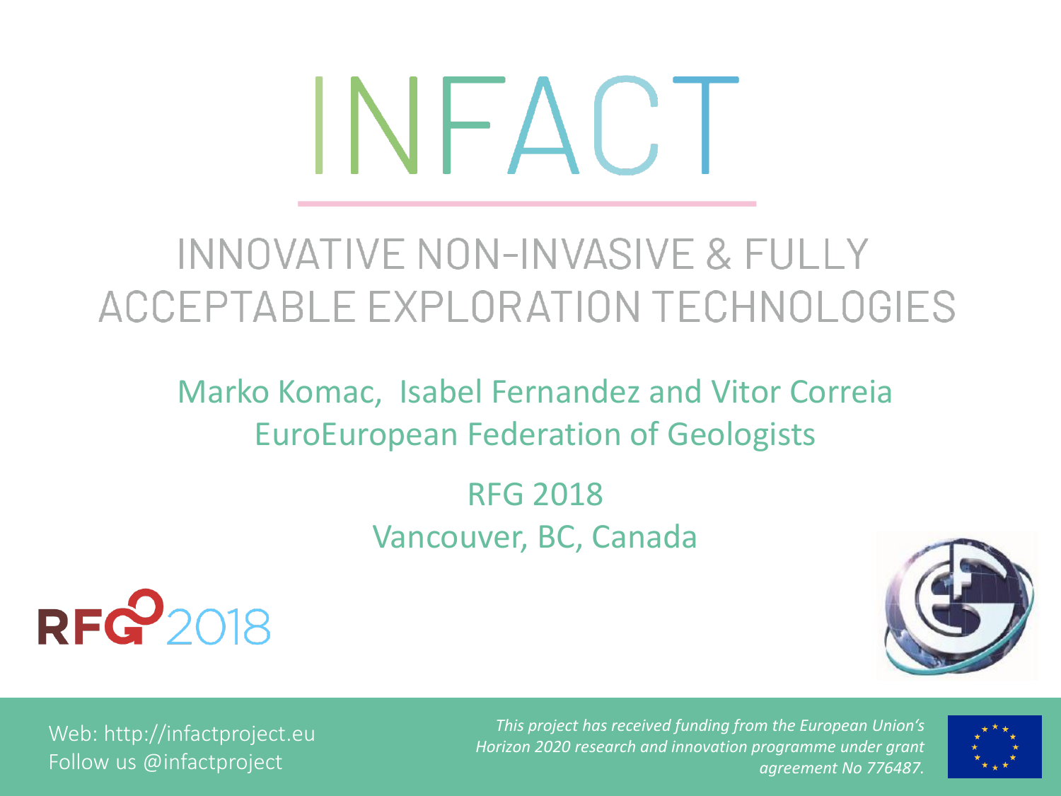# INFACT

## INNOVATIVE NON-INVASIVE & FULLY ACCEPTABLE EXPLORATION TECHNOLOGIES

Marko Komac, Isabel Fernandez and Vitor Correia
EuroEuropean Federation of Geologists

RFG 2018
Vancouver, BC, Canada

RFG 2018

Web: http://infactproject.eu
Follow us @infactproject

*This project has received funding from the European Union's Horizon 2020 research and innovation programme under grant agreement No 776487.*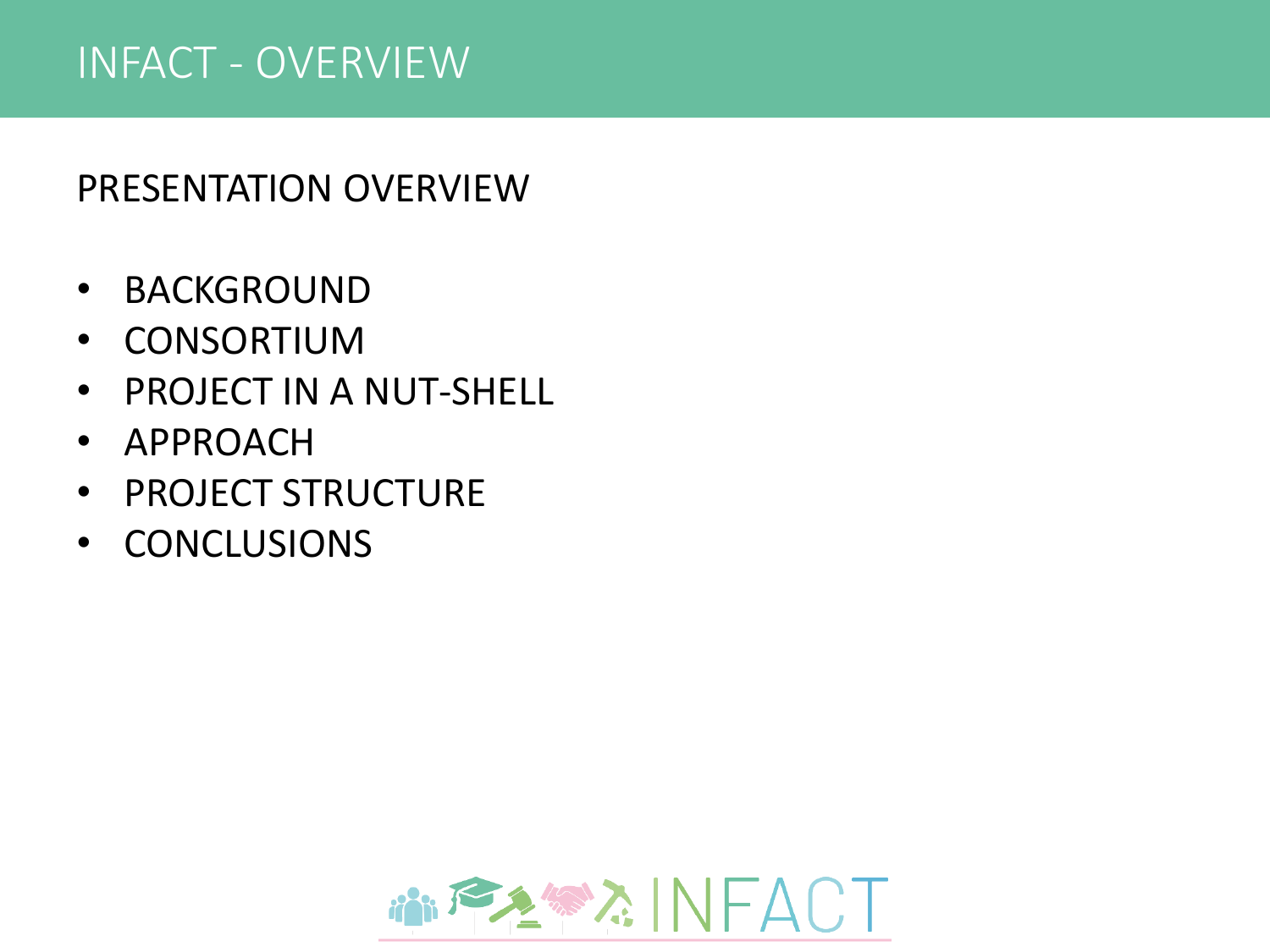# INFACT - OVERVIEW

## PRESENTATION OVERVIEW

- BACKGROUND
- CONSORTIUM
- PROJECT IN A NUT-SHELL
- APPROACH
- PROJECT STRUCTURE
- CONCLUSIONS

INFACT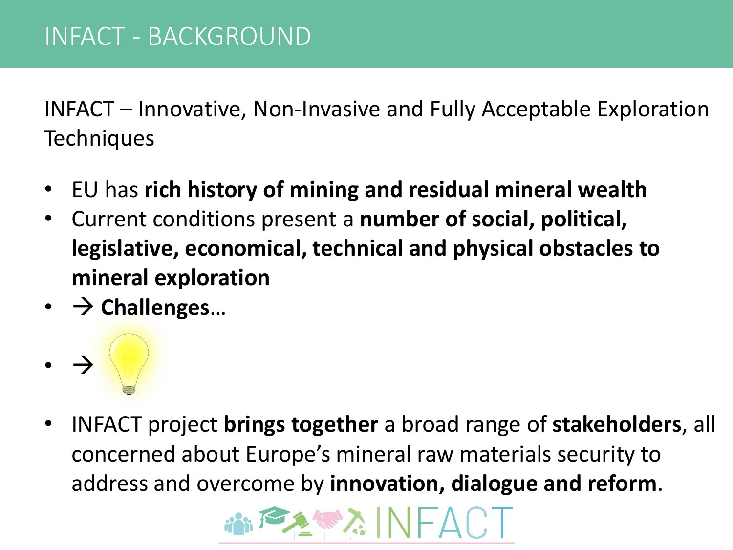# INFACT - BACKGROUND

INFACT – Innovative, Non-Invasive and Fully Acceptable Exploration Techniques

- EU has **rich history of mining and residual mineral wealth**
- Current conditions present a **number of social, political, legislative, economical, technical and physical obstacles to mineral exploration**
- → **Challenges**…
- →
- INFACT project **brings together** a broad range of **stakeholders**, all concerned about Europe's mineral raw materials security to address and overcome by **innovation, dialogue and reform**.

INFACT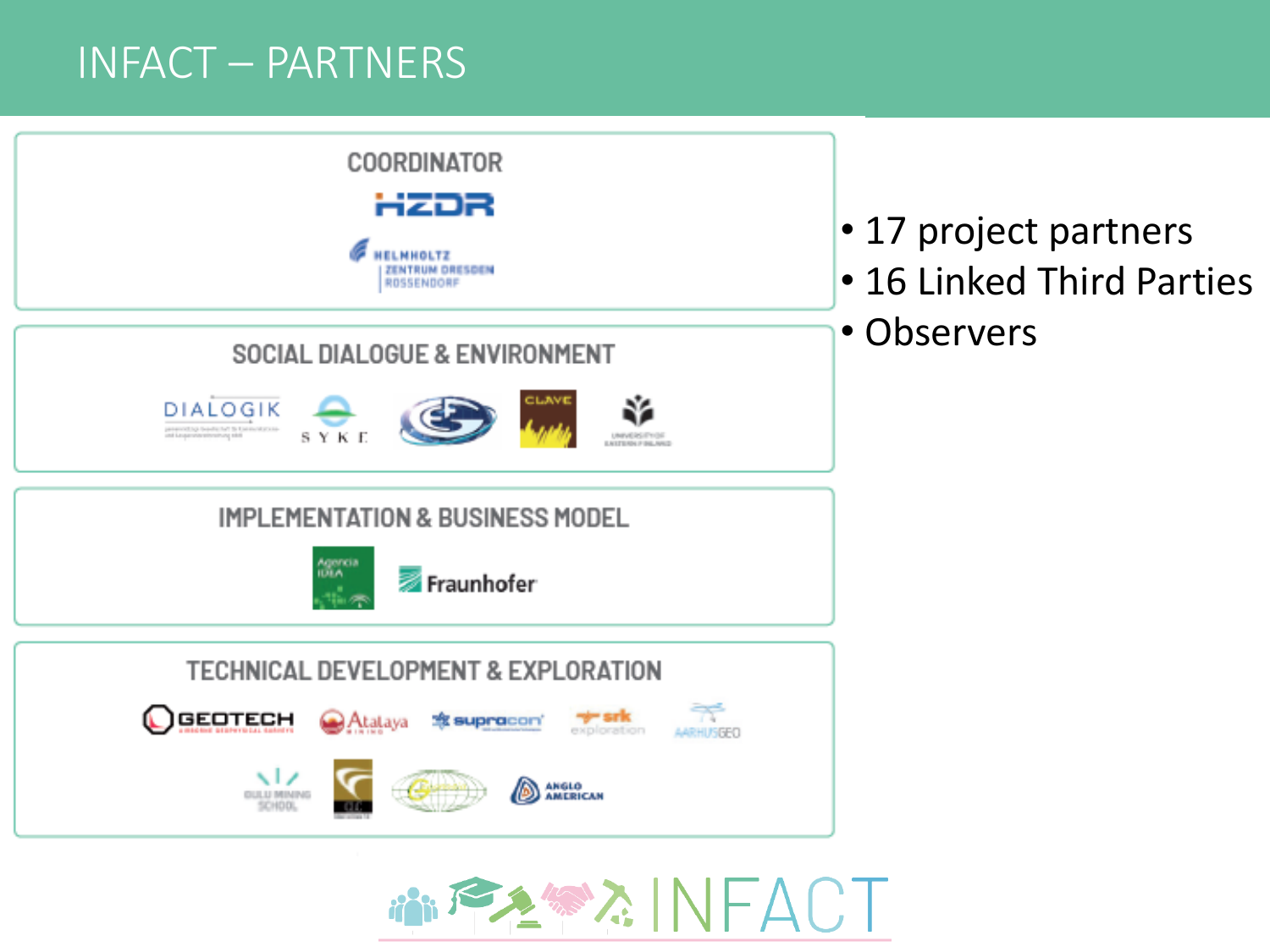# INFACT – PARTNERS

## COORDINATOR

HZDR

HELMHOLTZ ZENTRUM DRESDEN ROSSENDORF

## SOCIAL DIALOGUE & ENVIRONMENT

DIALOGIK

SYKE

CLAVE

UNIVERSITY OF EASTERN FINLAND

## IMPLEMENTATION & BUSINESS MODEL

Agencia IDEA

Fraunhofer

## TECHNICAL DEVELOPMENT & EXPLORATION

GEOTECH

Atalaya MINING

supracon

srk exploration

AARHUSGEO

OULU MINING SCHOOL

ANGLO AMERICAN

- 17 project partners
- 16 Linked Third Parties
- Observers

INFACT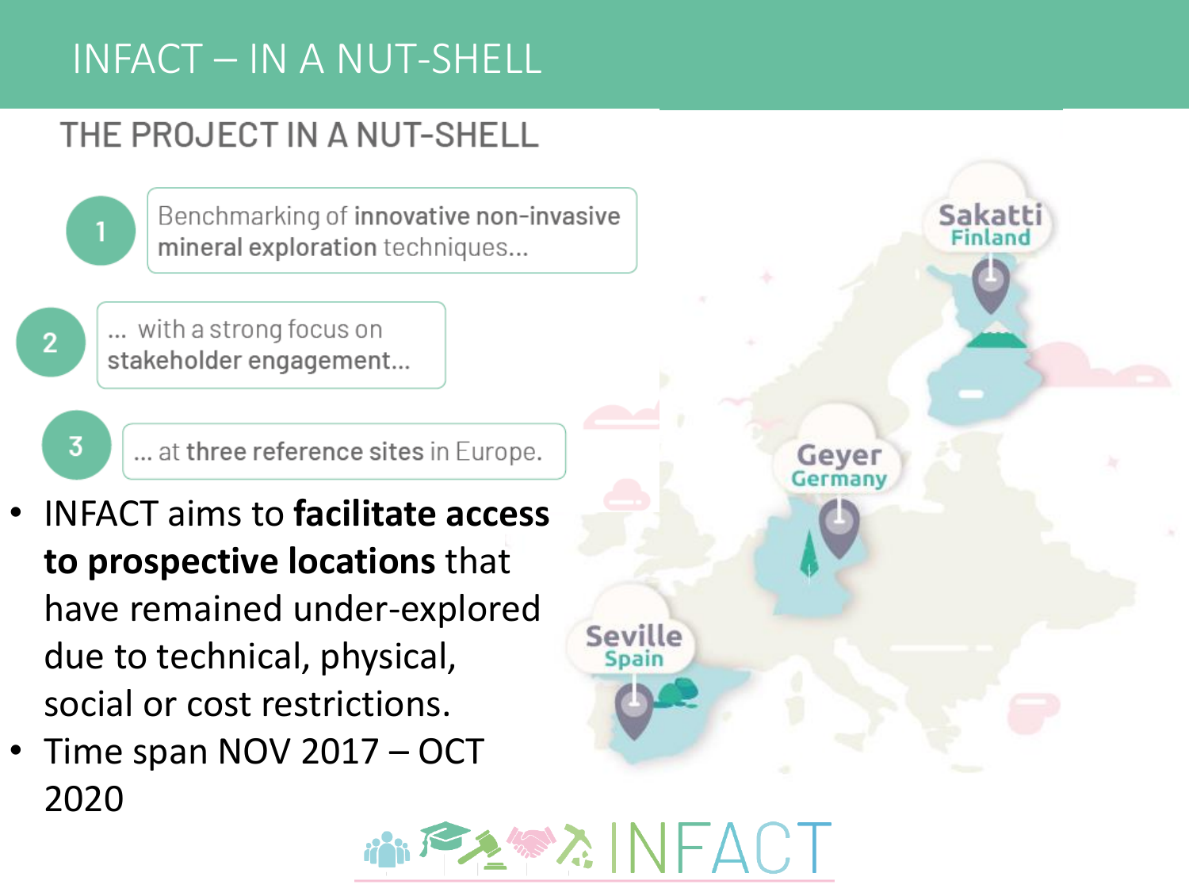# INFACT – IN A NUT-SHELL

## THE PROJECT IN A NUT-SHELL

1. Benchmarking of **innovative non-invasive mineral exploration** techniques…
2. … with a strong focus on **stakeholder engagement**…
3. … at **three reference sites** in Europe.

Sakatti
Finland

Geyer
Germany

Seville
Spain

- INFACT aims to **facilitate access to prospective locations** that have remained under-explored due to technical, physical, social or cost restrictions.
- Time span NOV 2017 – OCT 2020

INFACT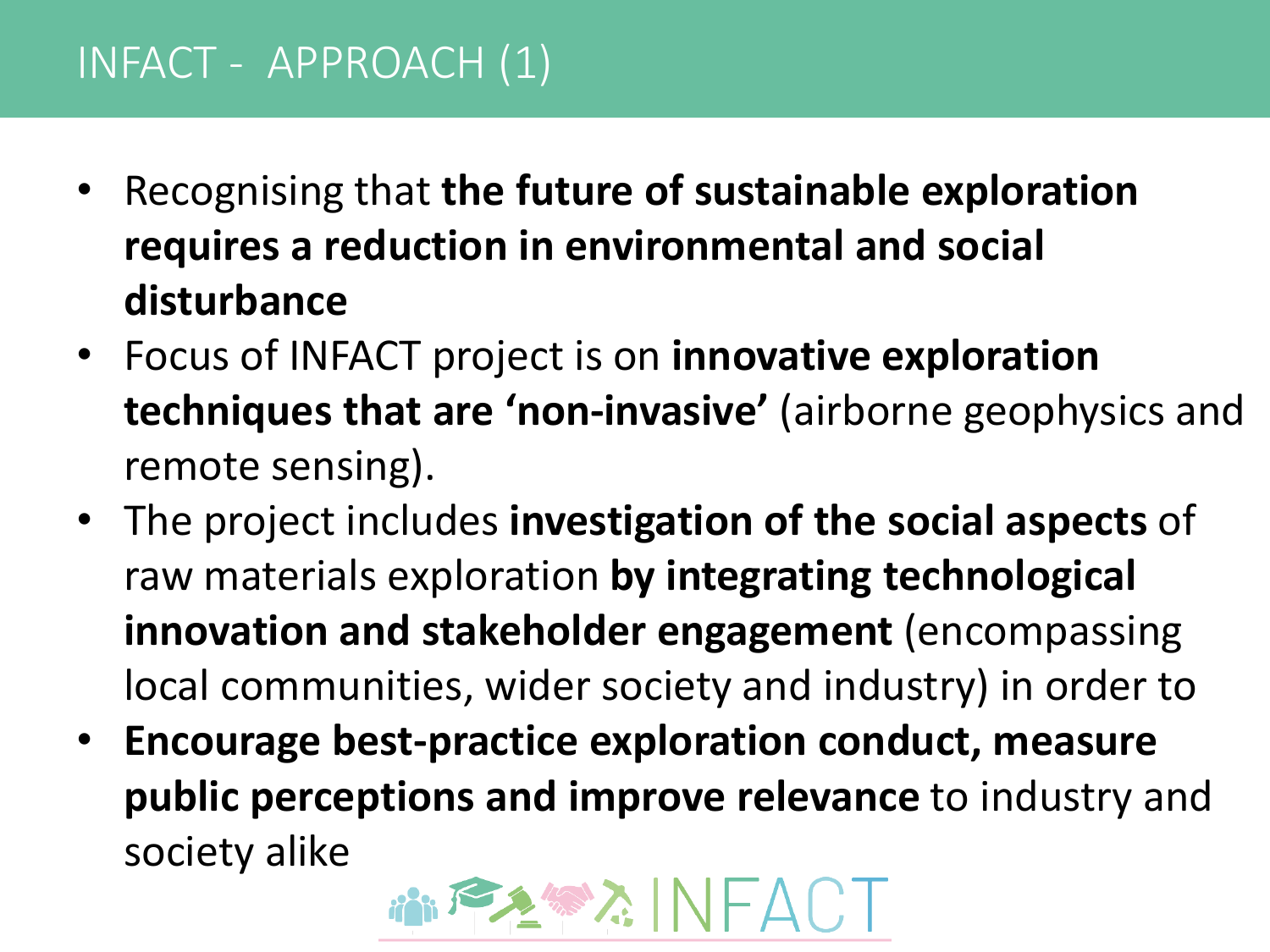# INFACT - APPROACH (1)

- Recognising that **the future of sustainable exploration requires a reduction in environmental and social disturbance**
- Focus of INFACT project is on **innovative exploration techniques that are 'non-invasive'** (airborne geophysics and remote sensing).
- The project includes **investigation of the social aspects** of raw materials exploration **by integrating technological innovation and stakeholder engagement** (encompassing local communities, wider society and industry) in order to
- **Encourage best-practice exploration conduct, measure public perceptions and improve relevance** to industry and society alike

INFACT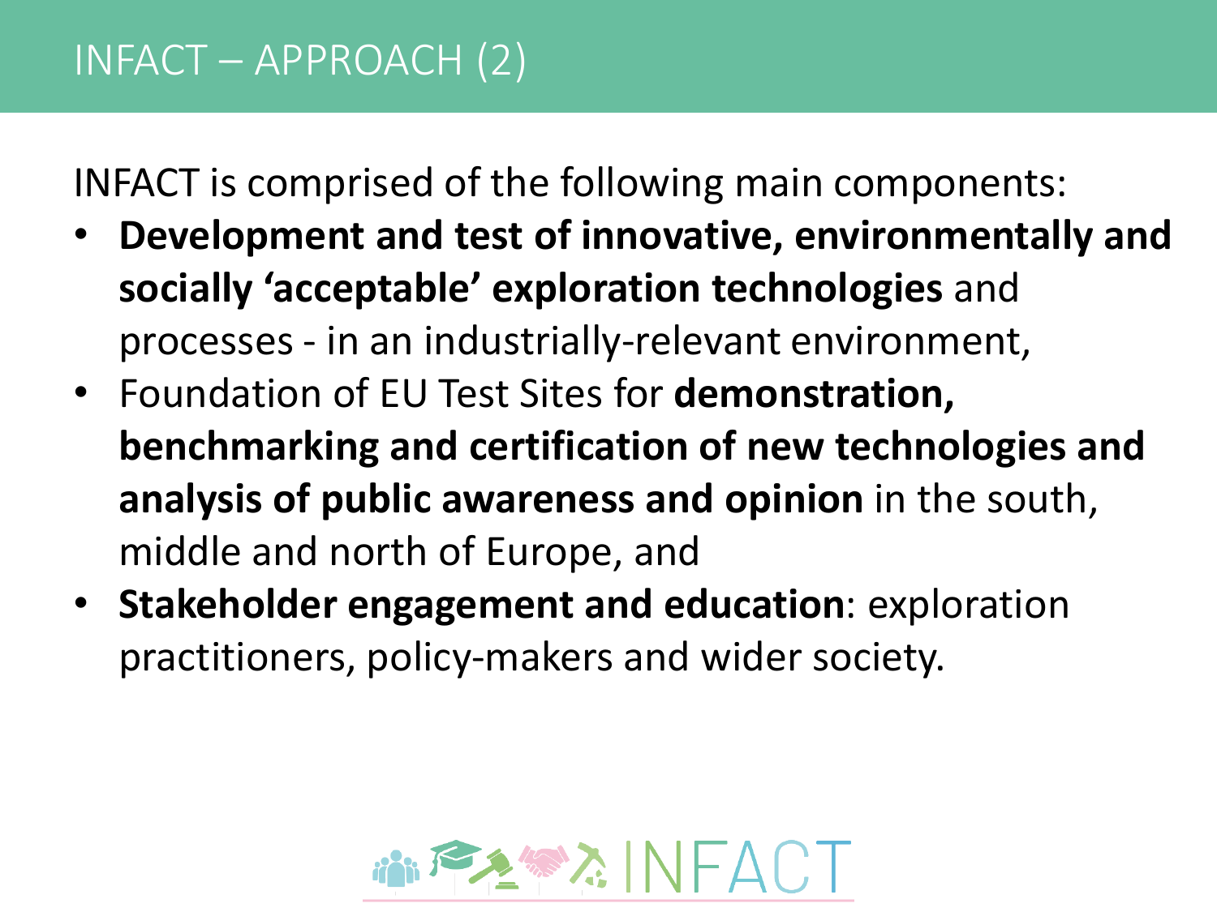# INFACT – APPROACH (2)

INFACT is comprised of the following main components:

- **Development and test of innovative, environmentally and socially 'acceptable' exploration technologies** and processes - in an industrially-relevant environment,
- Foundation of EU Test Sites for **demonstration, benchmarking and certification of new technologies and analysis of public awareness and opinion** in the south, middle and north of Europe, and
- **Stakeholder engagement and education**: exploration practitioners, policy-makers and wider society.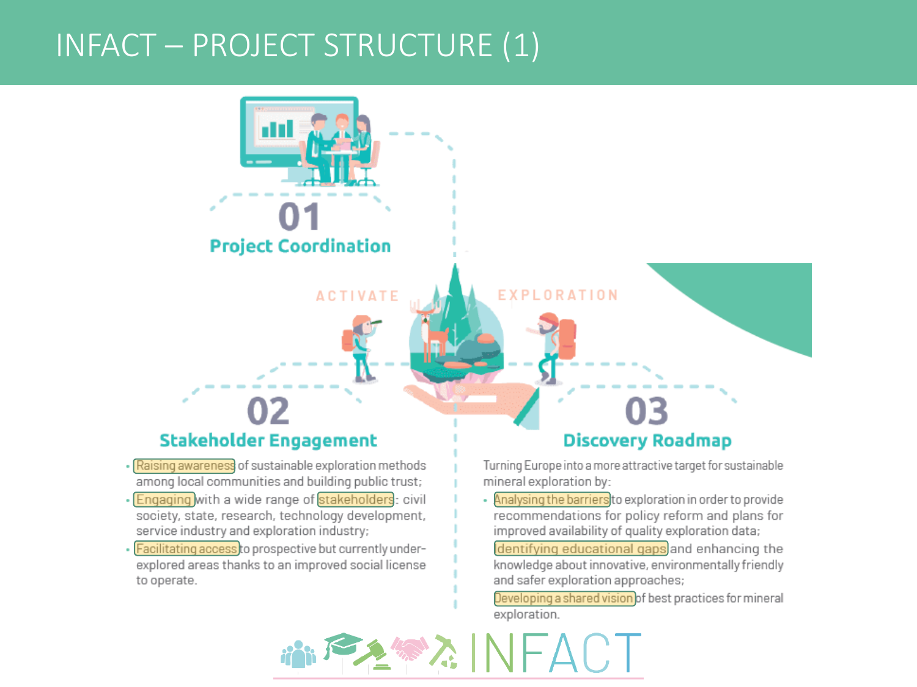# INFACT – PROJECT STRUCTURE (1)

## 01 Project Coordination

ACTIVATE EXPLORATION

## 02 Stakeholder Engagement

- Raising awareness of sustainable exploration methods among local communities and building public trust;
- Engaging with a wide range of stakeholders: civil society, state, research, technology development, service industry and exploration industry;
- Facilitating access to prospective but currently under-explored areas thanks to an improved social license to operate.

## 03 Discovery Roadmap

Turning Europe into a more attractive target for sustainable mineral exploration by:

- Analysing the barriers to exploration in order to provide recommendations for policy reform and plans for improved availability of quality exploration data;
- Identifying educational gaps and enhancing the knowledge about innovative, environmentally friendly and safer exploration approaches;
- Developing a shared vision of best practices for mineral exploration.

INFACT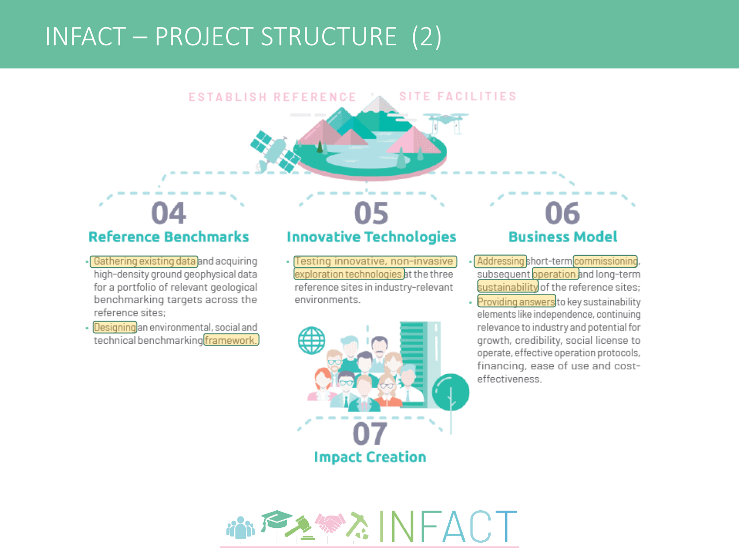# INFACT – PROJECT STRUCTURE (2)

ESTABLISH REFERENCE SITE FACILITIES

## 04 Reference Benchmarks

- Gathering existing data and acquiring high-density ground geophysical data for a portfolio of relevant geological benchmarking targets across the reference sites;
- Designing an environmental, social and technical benchmarking framework.

## 05 Innovative Technologies

- Testing innovative, non-invasive exploration technologies at the three reference sites in industry-relevant environments.

## 06 Business Model

- Addressing short-term commissioning, subsequent operation and long-term sustainability of the reference sites;
- Providing answers to key sustainability elements like independence, continuing relevance to industry and potential for growth, credibility, social license to operate, effective operation protocols, financing, ease of use and cost-effectiveness.

## 07 Impact Creation

INFACT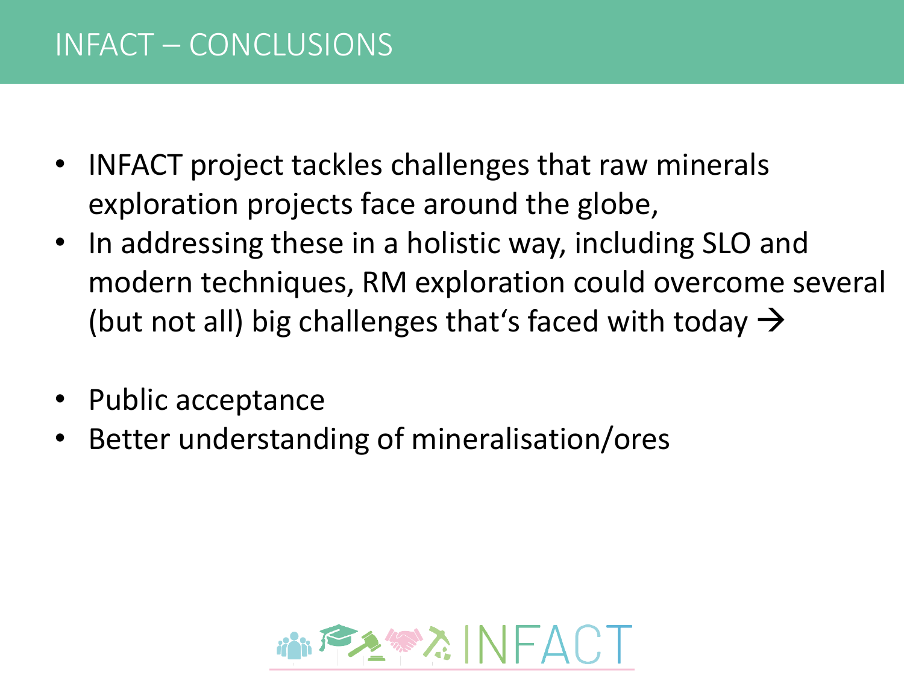# INFACT – CONCLUSIONS

- INFACT project tackles challenges that raw minerals exploration projects face around the globe,
- In addressing these in a holistic way, including SLO and modern techniques, RM exploration could overcome several (but not all) big challenges that's faced with today →

- Public acceptance
- Better understanding of mineralisation/ores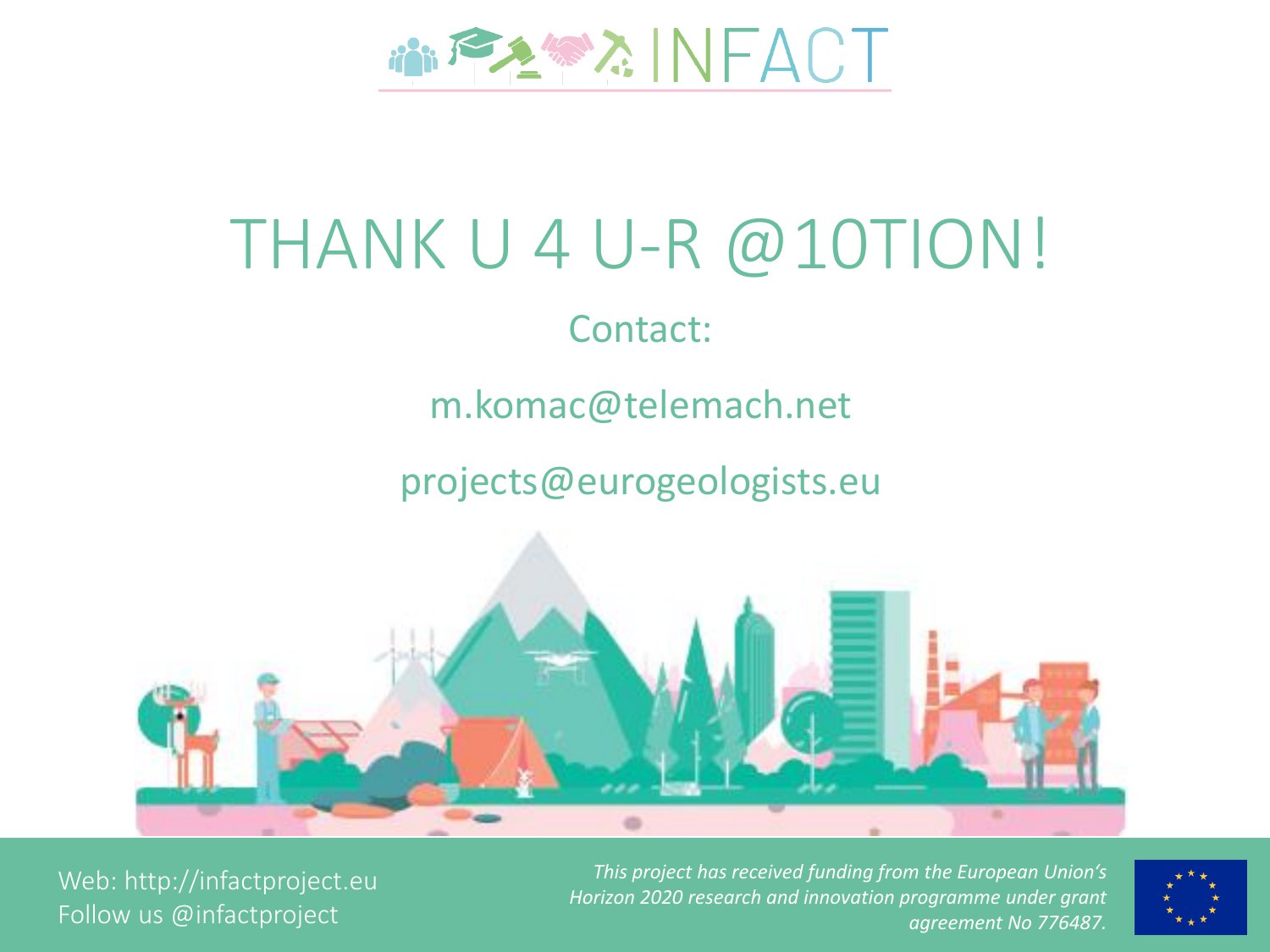INFACT

# THANK U 4 U-R @10TION!

Contact:

m.komac@telemach.net

projects@eurogeologists.eu

Web: http://infactproject.eu
Follow us @infactproject

*This project has received funding from the European Union's Horizon 2020 research and innovation programme under grant agreement No 776487.*